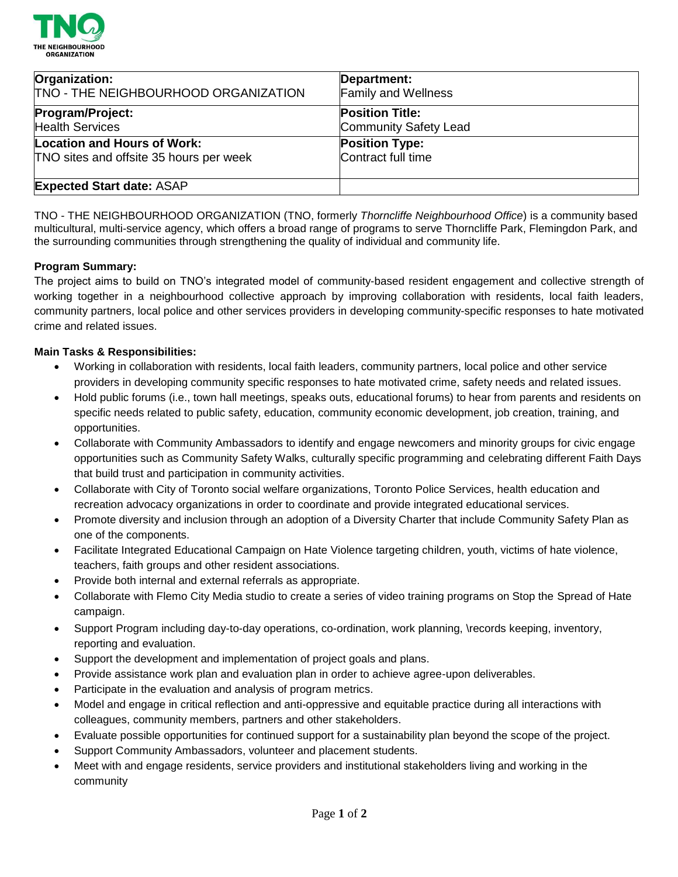**TNQ**
**THE NEIGHBOURHOOD ORGANIZATION**

| **Organization:** TNO - THE NEIGHBOURHOOD ORGANIZATION | **Department:** Family and Wellness |
|---|---|
| **Program/Project:** Health Services | **Position Title:** Community Safety Lead |
| **Location and Hours of Work:** TNO sites and offsite 35 hours per week | **Position Type:** Contract full time |
| **Expected Start date:** ASAP | |

TNO - THE NEIGHBOURHOOD ORGANIZATION (TNO, formerly *Thorncliffe Neighbourhood Office*) is a community based multicultural, multi-service agency, which offers a broad range of programs to serve Thorncliffe Park, Flemingdon Park, and the surrounding communities through strengthening the quality of individual and community life.

**Program Summary:**

The project aims to build on TNO's integrated model of community-based resident engagement and collective strength of working together in a neighbourhood collective approach by improving collaboration with residents, local faith leaders, community partners, local police and other services providers in developing community-specific responses to hate motivated crime and related issues.

**Main Tasks & Responsibilities:**

- Working in collaboration with residents, local faith leaders, community partners, local police and other service providers in developing community specific responses to hate motivated crime, safety needs and related issues.
- Hold public forums (i.e., town hall meetings, speaks outs, educational forums) to hear from parents and residents on specific needs related to public safety, education, community economic development, job creation, training, and opportunities.
- Collaborate with Community Ambassadors to identify and engage newcomers and minority groups for civic engage opportunities such as Community Safety Walks, culturally specific programming and celebrating different Faith Days that build trust and participation in community activities.
- Collaborate with City of Toronto social welfare organizations, Toronto Police Services, health education and recreation advocacy organizations in order to coordinate and provide integrated educational services.
- Promote diversity and inclusion through an adoption of a Diversity Charter that include Community Safety Plan as one of the components.
- Facilitate Integrated Educational Campaign on Hate Violence targeting children, youth, victims of hate violence, teachers, faith groups and other resident associations.
- Provide both internal and external referrals as appropriate.
- Collaborate with Flemo City Media studio to create a series of video training programs on Stop the Spread of Hate campaign.
- Support Program including day-to-day operations, co-ordination, work planning, \records keeping, inventory, reporting and evaluation.
- Support the development and implementation of project goals and plans.
- Provide assistance work plan and evaluation plan in order to achieve agree-upon deliverables.
- Participate in the evaluation and analysis of program metrics.
- Model and engage in critical reflection and anti-oppressive and equitable practice during all interactions with colleagues, community members, partners and other stakeholders.
- Evaluate possible opportunities for continued support for a sustainability plan beyond the scope of the project.
- Support Community Ambassadors, volunteer and placement students.
- Meet with and engage residents, service providers and institutional stakeholders living and working in the community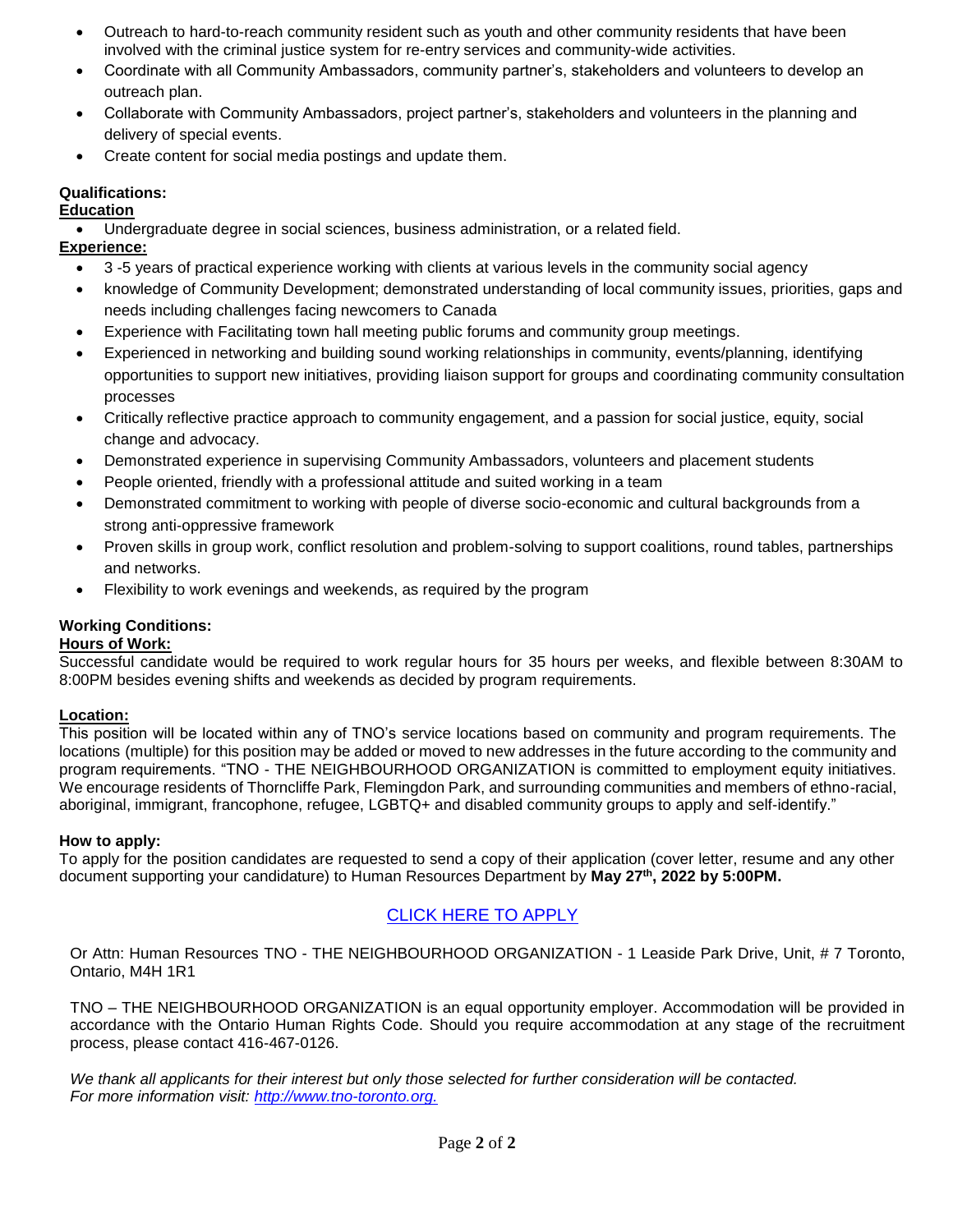- Outreach to hard-to-reach community resident such as youth and other community residents that have been involved with the criminal justice system for re-entry services and community-wide activities.
- Coordinate with all Community Ambassadors, community partner's, stakeholders and volunteers to develop an outreach plan.
- Collaborate with Community Ambassadors, project partner's, stakeholders and volunteers in the planning and delivery of special events.
- Create content for social media postings and update them.

**Qualifications:**

**Education**

- Undergraduate degree in social sciences, business administration, or a related field.

**Experience:**

- 3 -5 years of practical experience working with clients at various levels in the community social agency
- knowledge of Community Development; demonstrated understanding of local community issues, priorities, gaps and needs including challenges facing newcomers to Canada
- Experience with Facilitating town hall meeting public forums and community group meetings.
- Experienced in networking and building sound working relationships in community, events/planning, identifying opportunities to support new initiatives, providing liaison support for groups and coordinating community consultation processes
- Critically reflective practice approach to community engagement, and a passion for social justice, equity, social change and advocacy.
- Demonstrated experience in supervising Community Ambassadors, volunteers and placement students
- People oriented, friendly with a professional attitude and suited working in a team
- Demonstrated commitment to working with people of diverse socio-economic and cultural backgrounds from a strong anti-oppressive framework
- Proven skills in group work, conflict resolution and problem-solving to support coalitions, round tables, partnerships and networks.
- Flexibility to work evenings and weekends, as required by the program

**Working Conditions:**

**Hours of Work:**

Successful candidate would be required to work regular hours for 35 hours per weeks, and flexible between 8:30AM to 8:00PM besides evening shifts and weekends as decided by program requirements.

**Location:**

This position will be located within any of TNO's service locations based on community and program requirements. The locations (multiple) for this position may be added or moved to new addresses in the future according to the community and program requirements. "TNO - THE NEIGHBOURHOOD ORGANIZATION is committed to employment equity initiatives. We encourage residents of Thorncliffe Park, Flemingdon Park, and surrounding communities and members of ethno-racial, aboriginal, immigrant, francophone, refugee, LGBTQ+ and disabled community groups to apply and self-identify."

**How to apply:**

To apply for the position candidates are requested to send a copy of their application (cover letter, resume and any other document supporting your candidature) to Human Resources Department by **May 27th, 2022 by 5:00PM.**

CLICK HERE TO APPLY

Or Attn: Human Resources TNO - THE NEIGHBOURHOOD ORGANIZATION - 1 Leaside Park Drive, Unit, # 7 Toronto, Ontario, M4H 1R1

TNO – THE NEIGHBOURHOOD ORGANIZATION is an equal opportunity employer. Accommodation will be provided in accordance with the Ontario Human Rights Code. Should you require accommodation at any stage of the recruitment process, please contact 416-467-0126.

*We thank all applicants for their interest but only those selected for further consideration will be contacted.*
*For more information visit: http://www.tno-toronto.org.*